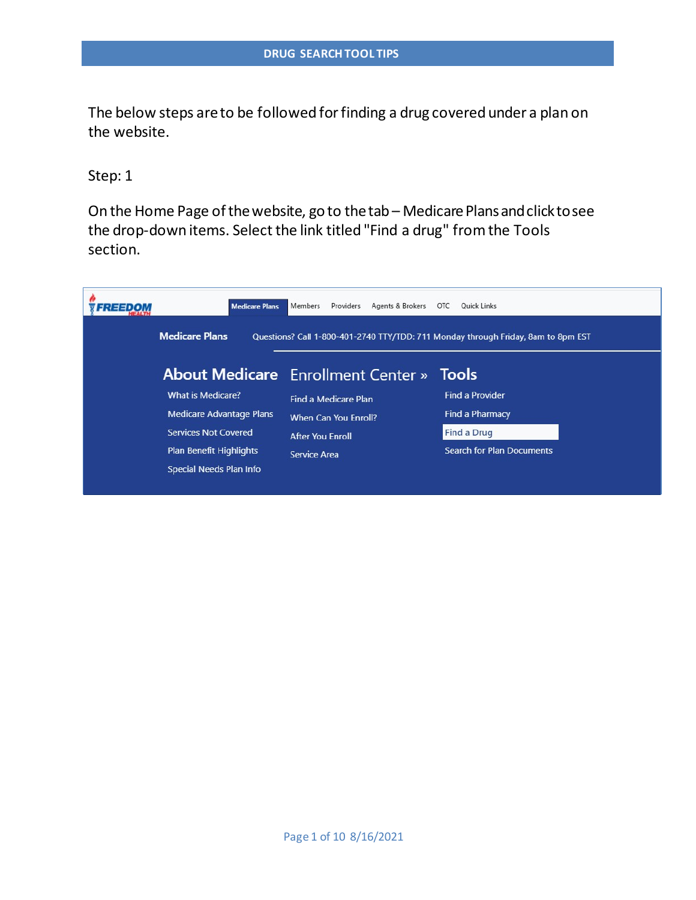# DRUG SEARCH TOOL TIPS

The below steps are to be followed for finding a drug covered under a plan on the website.

Step: 1

On the Home Page of the website, go to the tab – Medicare Plans and click to see the drop-down items. Select the link titled "Find a drug" from the Tools section.

FREEDOM HEALTH

Medicare Plans | Members | Providers | Agents & Brokers | OTC | Quick Links

**Medicare Plans** Questions? Call 1-800-401-2740 TTY/TDD: 711 Monday through Friday, 8am to 8pm EST

**About Medicare**
- What is Medicare?
- Medicare Advantage Plans
- Services Not Covered
- Plan Benefit Highlights
- Special Needs Plan Info

**Enrollment Center »**
- Find a Medicare Plan
- When Can You Enroll?
- After You Enroll
- Service Area

**Tools**
- Find a Provider
- Find a Pharmacy
- Find a Drug
- Search for Plan Documents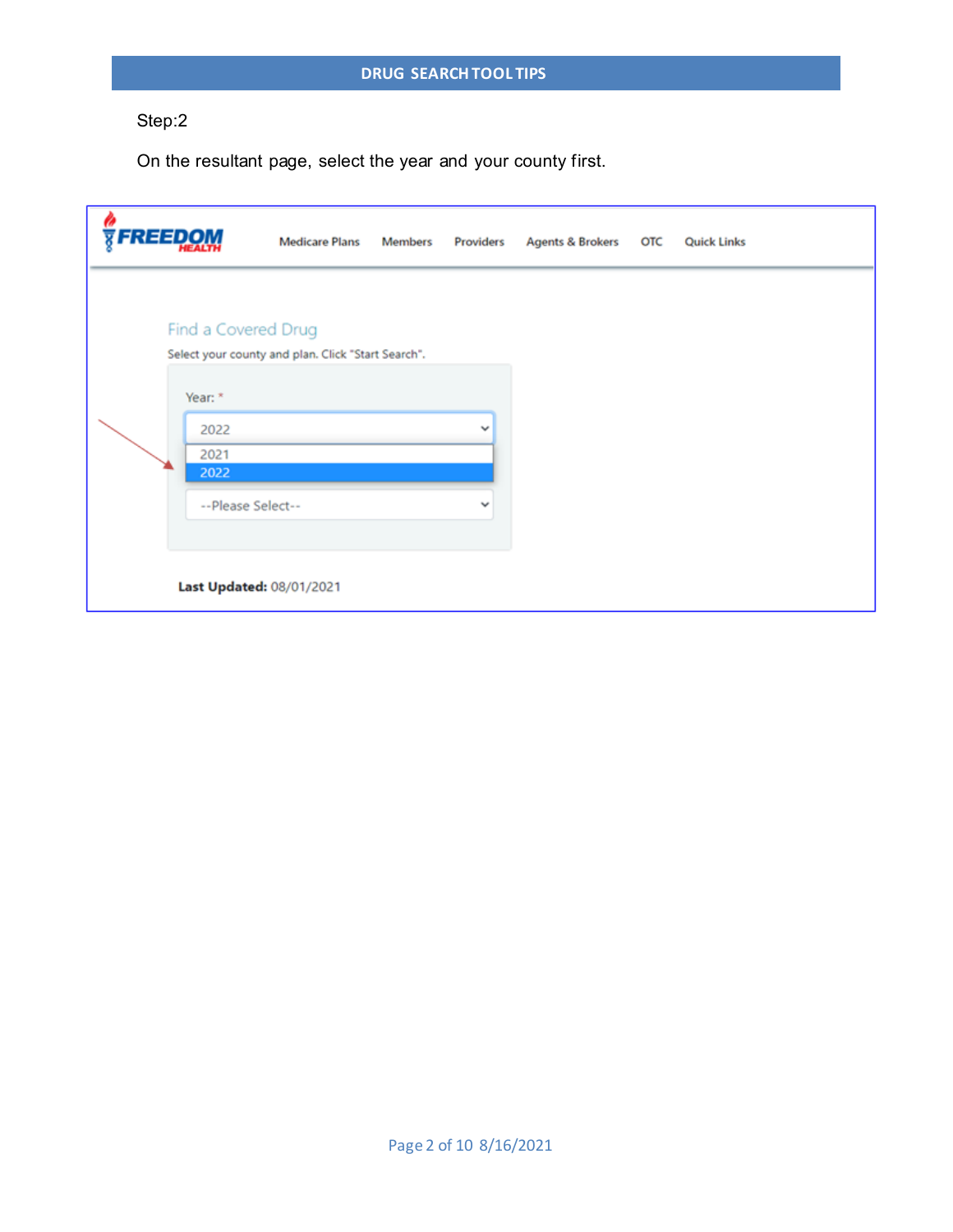**DRUG SEARCH TOOL TIPS**

Step:2

On the resultant page, select the year and your county first.

FREEDOM HEALTH

Medicare Plans | Members | Providers | Agents & Brokers | OTC | Quick Links

Find a Covered Drug

Select your county and plan. Click "Start Search".

Year: *

2022

2021

2022

--Please Select--

**Last Updated:** 08/01/2021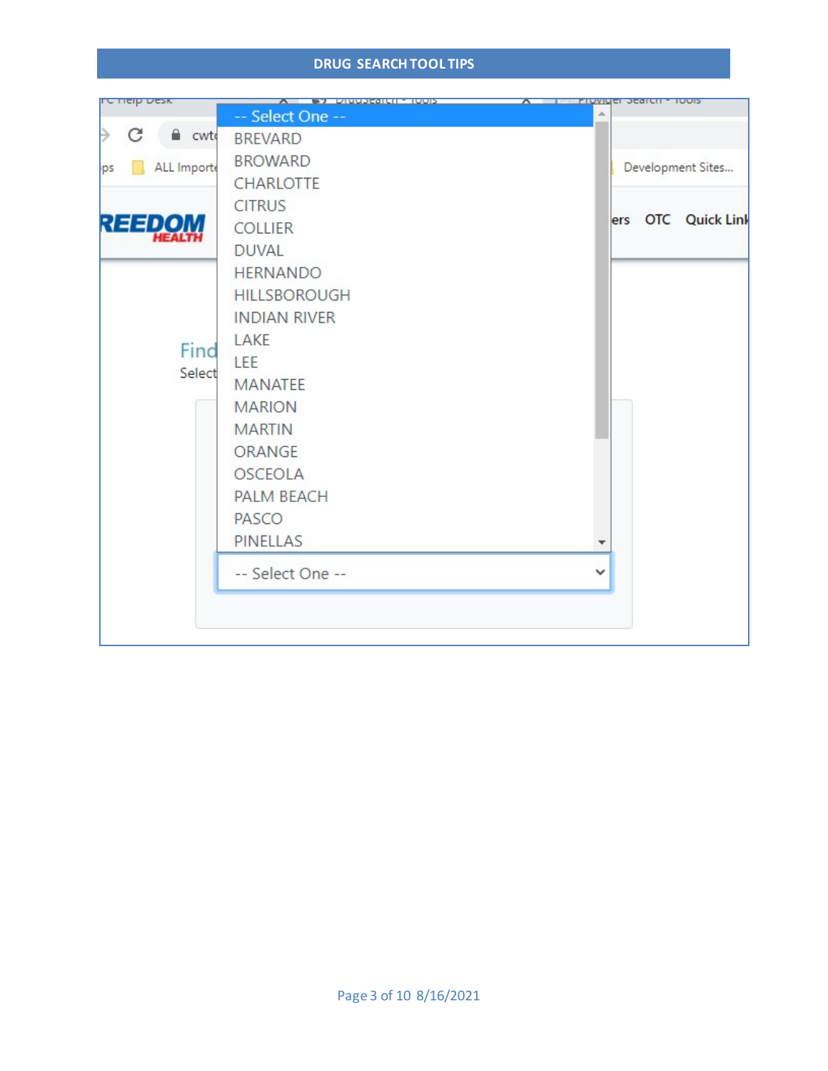-- Select One --
BREVARD
BROWARD
CHARLOTTE
CITRUS
COLLIER
DUVAL
HERNANDO
HILLSBOROUGH
INDIAN RIVER
LAKE
LEE
MANATEE
MARION
MARTIN
ORANGE
OSCEOLA
PALM BEACH
PASCO
PINELLAS

-- Select One --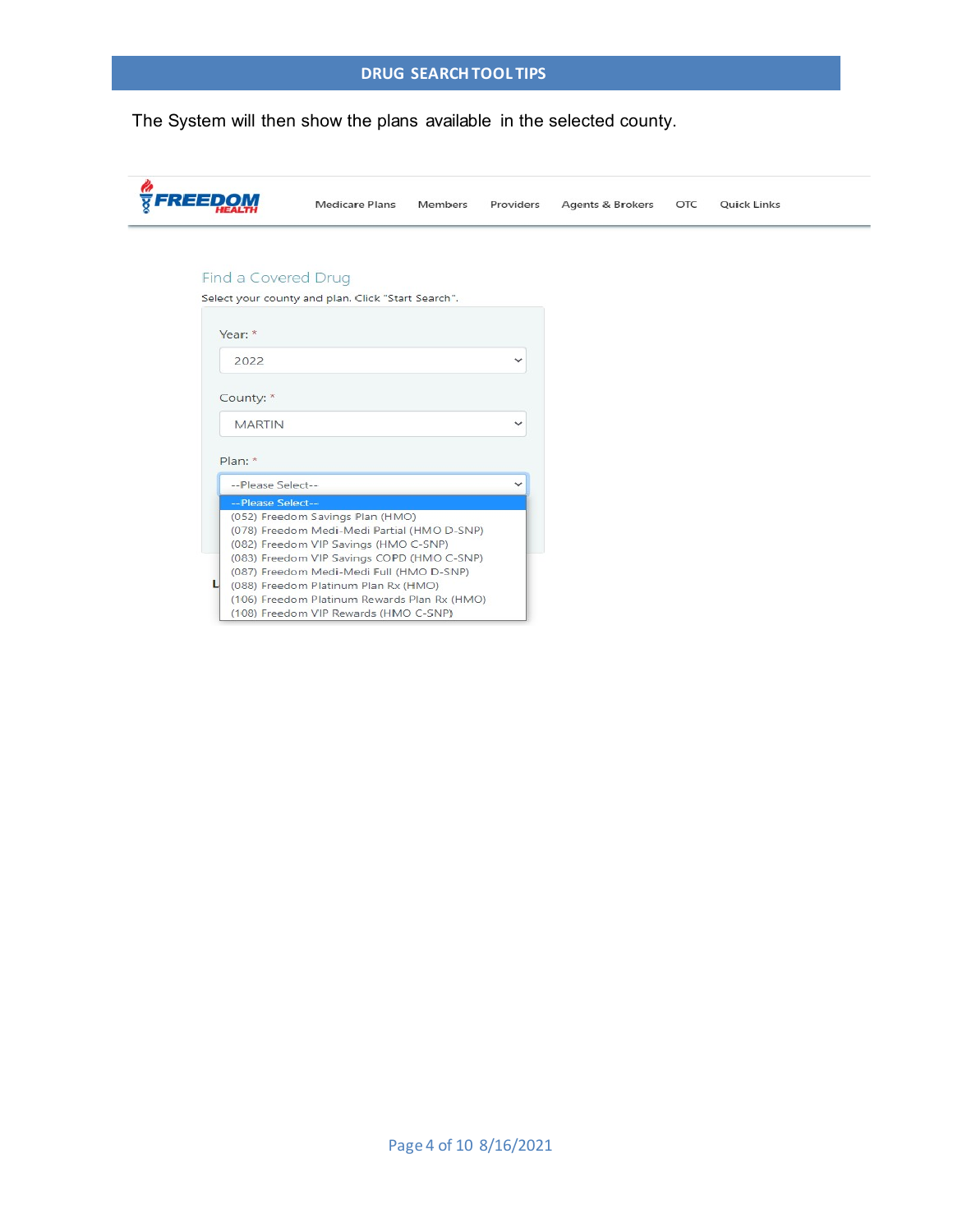## DRUG SEARCH TOOL TIPS

The System will then show the plans available in the selected county.

FREEDOM HEALTH

Medicare Plans | Members | Providers | Agents & Brokers | OTC | Quick Links

### Find a Covered Drug

Select your county and plan. Click "Start Search".

Year: *

2022

County: *

MARTIN

Plan: *

--Please Select--

- --Please Select--
- (052) Freedom Savings Plan (HMO)
- (078) Freedom Medi-Medi Partial (HMO D-SNP)
- (082) Freedom VIP Savings (HMO C-SNP)
- (083) Freedom VIP Savings COPD (HMO C-SNP)
- (087) Freedom Medi-Medi Full (HMO D-SNP)
- (088) Freedom Platinum Plan Rx (HMO)
- (106) Freedom Platinum Rewards Plan Rx (HMO)
- (108) Freedom VIP Rewards (HMO C-SNP)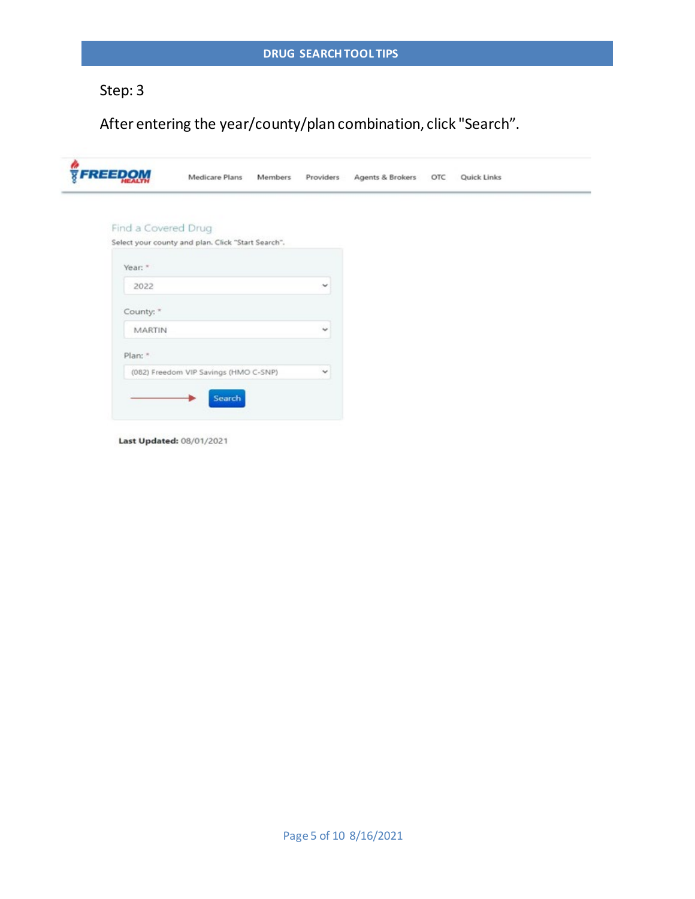## DRUG SEARCH TOOL TIPS

Step: 3

After entering the year/county/plan combination, click "Search".

Medicare Plans Members Providers Agents & Brokers OTC Quick Links

Find a Covered Drug

Select your county and plan. Click "Start Search".

Year: *

2022

County: *

MARTIN

Plan: *

(082) Freedom VIP Savings (HMO C-SNP)

Search

**Last Updated:** 08/01/2021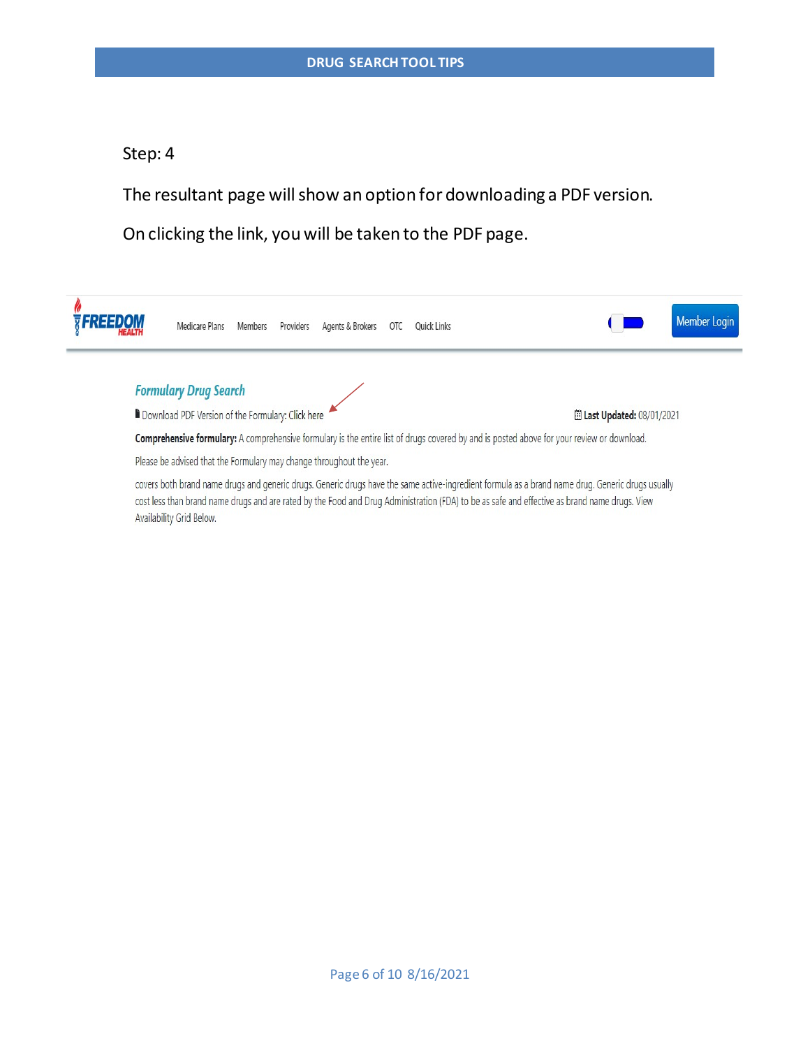Step: 4

The resultant page will show an option for downloading a PDF version.

On clicking the link, you will be taken to the PDF page.

FREEDOM HEALTH

Medicare Plans Members Providers Agents & Brokers OTC Quick Links

Member Login

## Formulary Drug Search

Download PDF Version of the Formulary: Click here

Last Updated: 08/01/2021

**Comprehensive formulary:** A comprehensive formulary is the entire list of drugs covered by and is posted above for your review or download.

Please be advised that the Formulary may change throughout the year.

covers both brand name drugs and generic drugs. Generic drugs have the same active-ingredient formula as a brand name drug. Generic drugs usually cost less than brand name drugs and are rated by the Food and Drug Administration (FDA) to be as safe and effective as brand name drugs. View Availability Grid Below.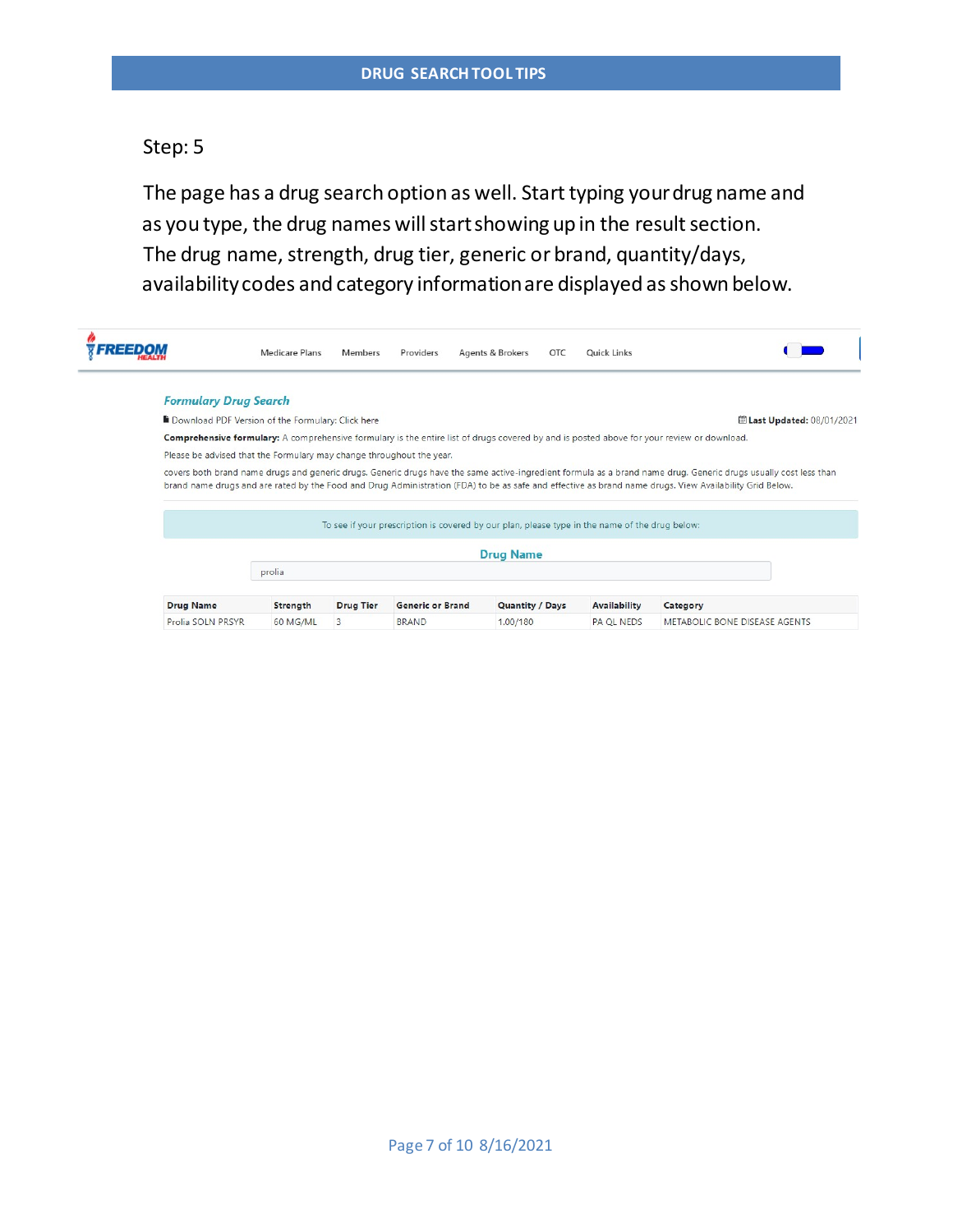**DRUG SEARCH TOOL TIPS**

Step: 5

The page has a drug search option as well. Start typing your drug name and as you type, the drug names will start showing up in the result section. The drug name, strength, drug tier, generic or brand, quantity/days, availability codes and category information are displayed as shown below.

FREEDOM HEALTH — Medicare Plans | Members | Providers | Agents & Brokers | OTC | Quick Links

***Formulary Drug Search***

Download PDF Version of the Formulary: Click here

**Last Updated:** 08/01/2021

**Comprehensive formulary:** A comprehensive formulary is the entire list of drugs covered by and is posted above for your review or download.

Please be advised that the Formulary may change throughout the year.

covers both brand name drugs and generic drugs. Generic drugs have the same active-ingredient formula as a brand name drug. Generic drugs usually cost less than brand name drugs and are rated by the Food and Drug Administration (FDA) to be as safe and effective as brand name drugs. View Availability Grid Below.

To see if your prescription is covered by our plan, please type in the name of the drug below:

**Drug Name**

prolia

| Drug Name | Strength | Drug Tier | Generic or Brand | Quantity / Days | Availability | Category |
|---|---|---|---|---|---|---|
| Prolia SOLN PRSYR | 60 MG/ML | 3 | BRAND | 1.00/180 | PA QL NEDS | METABOLIC BONE DISEASE AGENTS |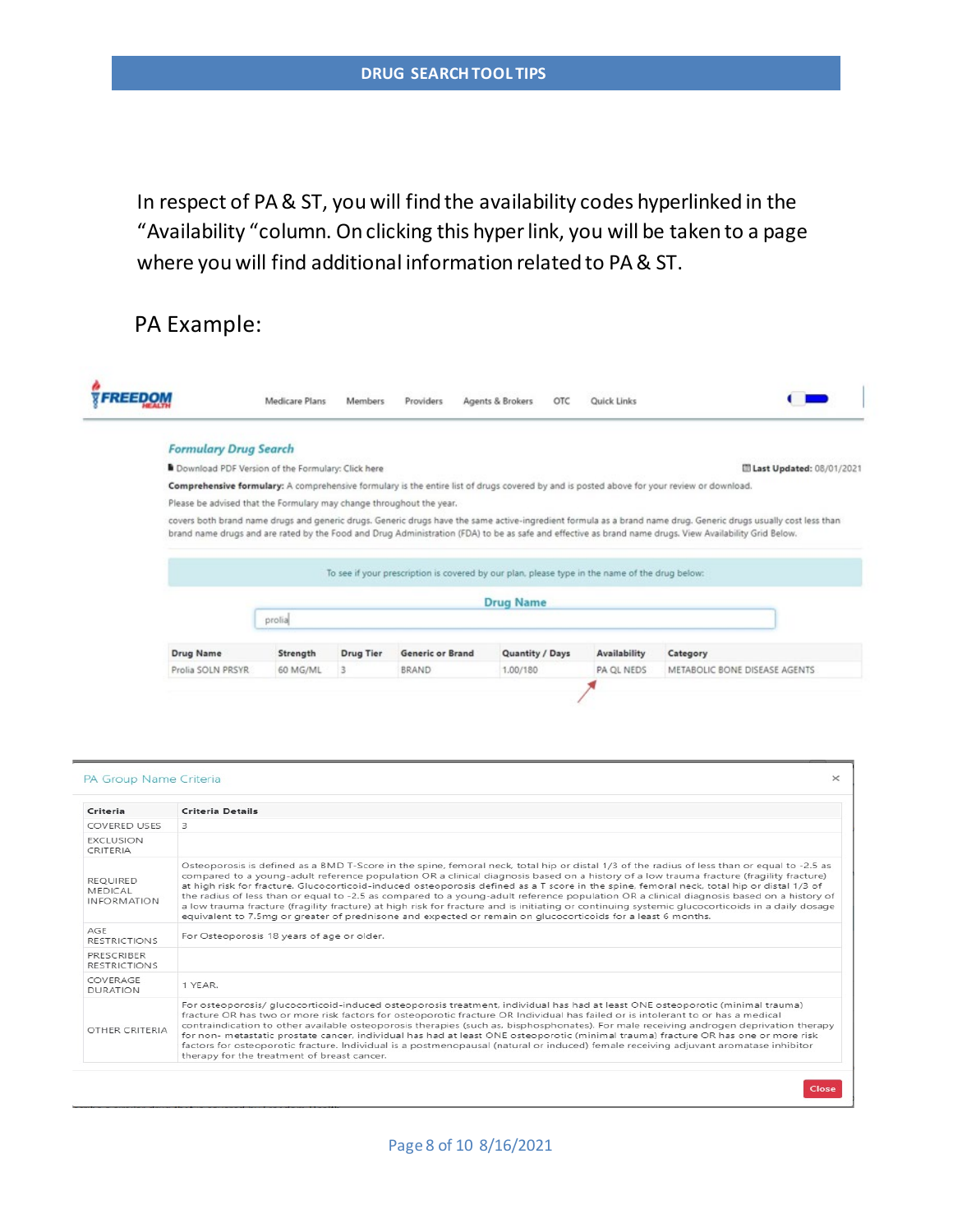DRUG SEARCH TOOL TIPS

In respect of PA & ST, you will find the availability codes hyperlinked in the "Availability "column. On clicking this hyper link, you will be taken to a page where you will find additional information related to PA & ST.

PA Example:

FREEDOM HEALTH | Medicare Plans | Members | Providers | Agents & Brokers | OTC | Quick Links

**Formulary Drug Search**

Download PDF Version of the Formulary: Click here

**Last Updated:** 08/01/2021

**Comprehensive formulary:** A comprehensive formulary is the entire list of drugs covered by and is posted above for your review or download.

Please be advised that the Formulary may change throughout the year.

covers both brand name drugs and generic drugs. Generic drugs have the same active-ingredient formula as a brand name drug. Generic drugs usually cost less than brand name drugs and are rated by the Food and Drug Administration (FDA) to be as safe and effective as brand name drugs. View Availability Grid Below.

To see if your prescription is covered by our plan, please type in the name of the drug below:

**Drug Name**

prolia

| Drug Name | Strength | Drug Tier | Generic or Brand | Quantity / Days | Availability | Category |
|---|---|---|---|---|---|---|
| Prolia SOLN PRSYR | 60 MG/ML | 3 | BRAND | 1.00/180 | PA QL NEDS | METABOLIC BONE DISEASE AGENTS |

PA Group Name Criteria

| Criteria | Criteria Details |
|---|---|
| COVERED USES | 3 |
| EXCLUSION CRITERIA | |
| REQUIRED MEDICAL INFORMATION | Osteoporosis is defined as a BMD T-Score in the spine, femoral neck, total hip or distal 1/3 of the radius of less than or equal to -2.5 as compared to a young-adult reference population OR a clinical diagnosis based on a history of a low trauma fracture (fragility fracture) at high risk for fracture. Glucocorticoid-induced osteoporosis defined as a T score in the spine, femoral neck, total hip or distal 1/3 of the radius of less than or equal to -2.5 as compared to a young-adult reference population OR a clinical diagnosis based on a history of a low trauma fracture (fragility fracture) at high risk for fracture and is initiating or continuing systemic glucocorticoids in a daily dosage equivalent to 7.5mg or greater of prednisone and expected or remain on glucocorticoids for a least 6 months. |
| AGE RESTRICTIONS | For Osteoporosis 18 years of age or older. |
| PRESCRIBER RESTRICTIONS | |
| COVERAGE DURATION | 1 YEAR. |
| OTHER CRITERIA | For osteoporosis/ glucocorticoid-induced osteoporosis treatment, individual has had at least ONE osteoporotic (minimal trauma) fracture OR has two or more risk factors for osteoporotic fracture OR Individual has failed or is intolerant to or has a medical contraindication to other available osteoporosis therapies (such as, bisphosphonates). For male receiving androgen deprivation therapy for non- metastatic prostate cancer, individual has had at least ONE osteoporotic (minimal trauma) fracture OR has one or more risk factors for osteoporotic fracture. Individual is a postmenopausal (natural or induced) female receiving adjuvant aromatase inhibitor therapy for the treatment of breast cancer. |

Close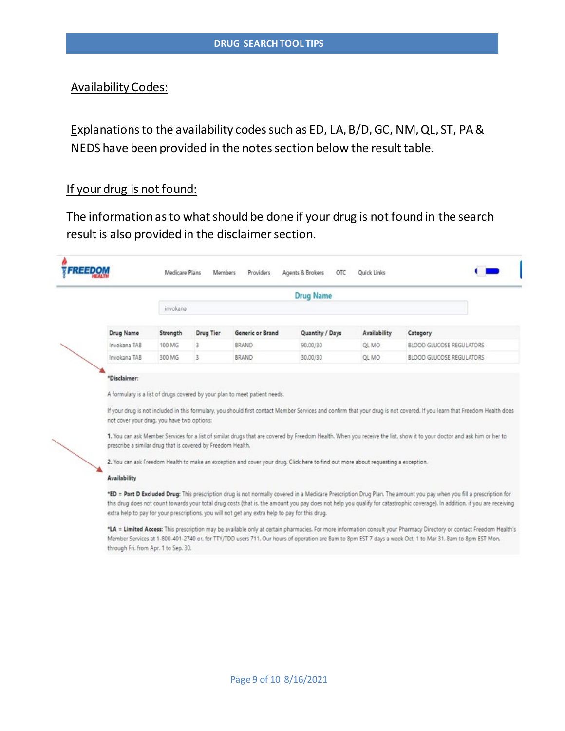## Availability Codes:

Explanations to the availability codes such as ED, LA, B/D, GC, NM, QL, ST, PA & NEDS have been provided in the notes section below the result table.

## If your drug is not found:

The information as to what should be done if your drug is not found in the search result is also provided in the disclaimer section.

FREEDOM HEALTH

Medicare Plans | Members | Providers | Agents & Brokers | OTC | Quick Links

**Drug Name**

invokana

| Drug Name | Strength | Drug Tier | Generic or Brand | Quantity / Days | Availability | Category |
|---|---|---|---|---|---|---|
| Invokana TAB | 100 MG | 3 | BRAND | 90.00/30 | QL MO | BLOOD GLUCOSE REGULATORS |
| Invokana TAB | 300 MG | 3 | BRAND | 30.00/30 | QL MO | BLOOD GLUCOSE REGULATORS |

**\*Disclaimer:**

A formulary is a list of drugs covered by your plan to meet patient needs.

If your drug is not included in this formulary, you should first contact Member Services and confirm that your drug is not covered. If you learn that Freedom Health does not cover your drug, you have two options:

**1.** You can ask Member Services for a list of similar drugs that are covered by Freedom Health. When you receive the list, show it to your doctor and ask him or her to prescribe a similar drug that is covered by Freedom Health.

**2.** You can ask Freedom Health to make an exception and cover your drug. Click here to find out more about requesting a exception.

**Availability**

**\*ED = Part D Excluded Drug:** This prescription drug is not normally covered in a Medicare Prescription Drug Plan. The amount you pay when you fill a prescription for this drug does not count towards your total drug costs (that is, the amount you pay does not help you qualify for catastrophic coverage). In addition, if you are receiving extra help to pay for your prescriptions, you will not get any extra help to pay for this drug.

**\*LA = Limited Access:** This prescription may be available only at certain pharmacies. For more information consult your Pharmacy Directory or contact Freedom Health's Member Services at 1-800-401-2740 or, for TTY/TDD users 711. Our hours of operation are 8am to 8pm EST 7 days a week Oct. 1 to Mar 31, 8am to 8pm EST Mon. through Fri. from Apr. 1 to Sep. 30.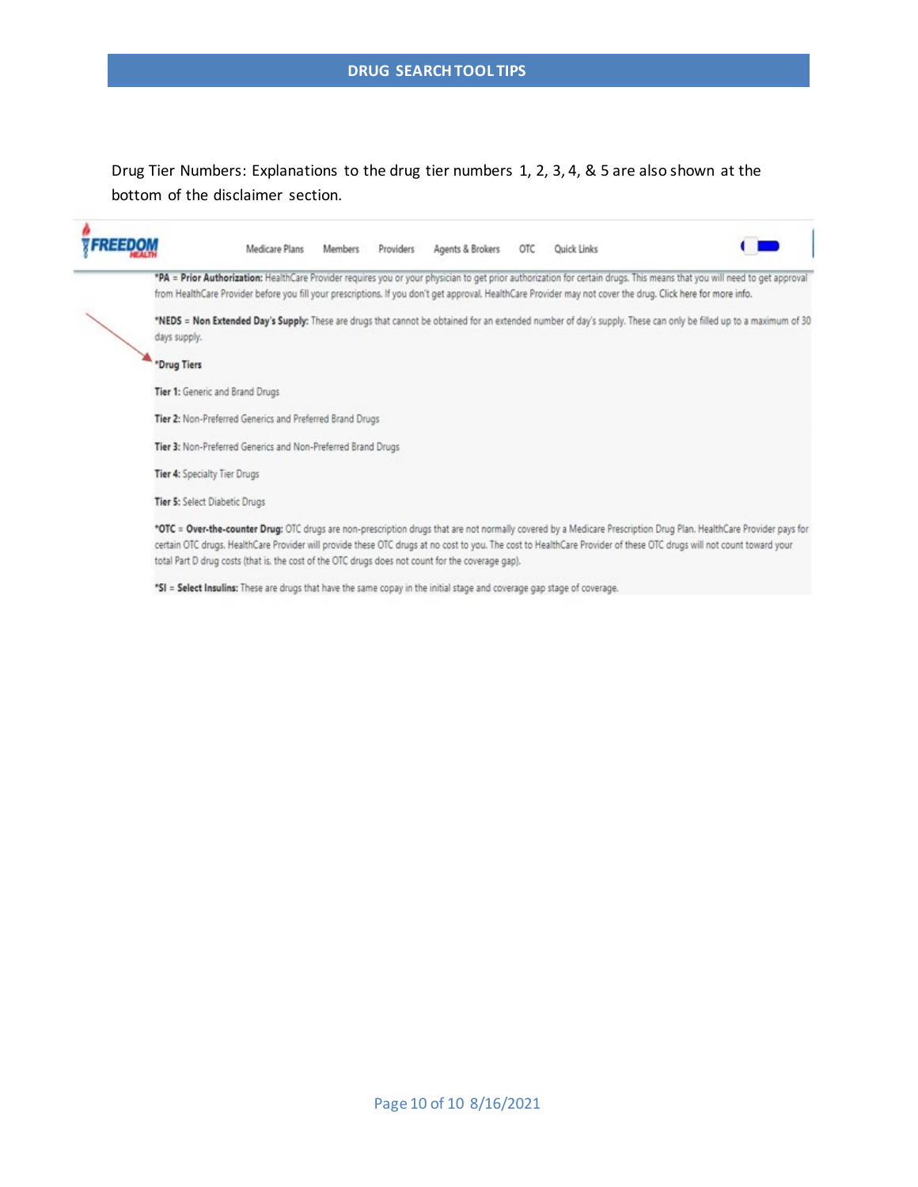## DRUG SEARCH TOOL TIPS

Drug Tier Numbers: Explanations to the drug tier numbers 1, 2, 3, 4, & 5 are also shown at the bottom of the disclaimer section.

FREEDOM HEALTH    Medicare Plans    Members    Providers    Agents & Brokers    OTC    Quick Links

***PA = Prior Authorization:** HealthCare Provider requires you or your physician to get prior authorization for certain drugs. This means that you will need to get approval from HealthCare Provider before you fill your prescriptions. If you don't get approval, HealthCare Provider may not cover the drug. Click here for more info.

***NEDS = Non Extended Day's Supply:** These are drugs that cannot be obtained for an extended number of day's supply. These can only be filled up to a maximum of 30 days supply.

***Drug Tiers**

**Tier 1:** Generic and Brand Drugs

**Tier 2:** Non-Preferred Generics and Preferred Brand Drugs

**Tier 3:** Non-Preferred Generics and Non-Preferred Brand Drugs

**Tier 4:** Specialty Tier Drugs

**Tier 5:** Select Diabetic Drugs

***OTC = Over-the-counter Drug:** OTC drugs are non-prescription drugs that are not normally covered by a Medicare Prescription Drug Plan. HealthCare Provider pays for certain OTC drugs. HealthCare Provider will provide these OTC drugs at no cost to you. The cost to HealthCare Provider of these OTC drugs will not count toward your total Part D drug costs (that is, the cost of the OTC drugs does not count for the coverage gap).

***SI = Select Insulins:** These are drugs that have the same copay in the initial stage and coverage gap stage of coverage.